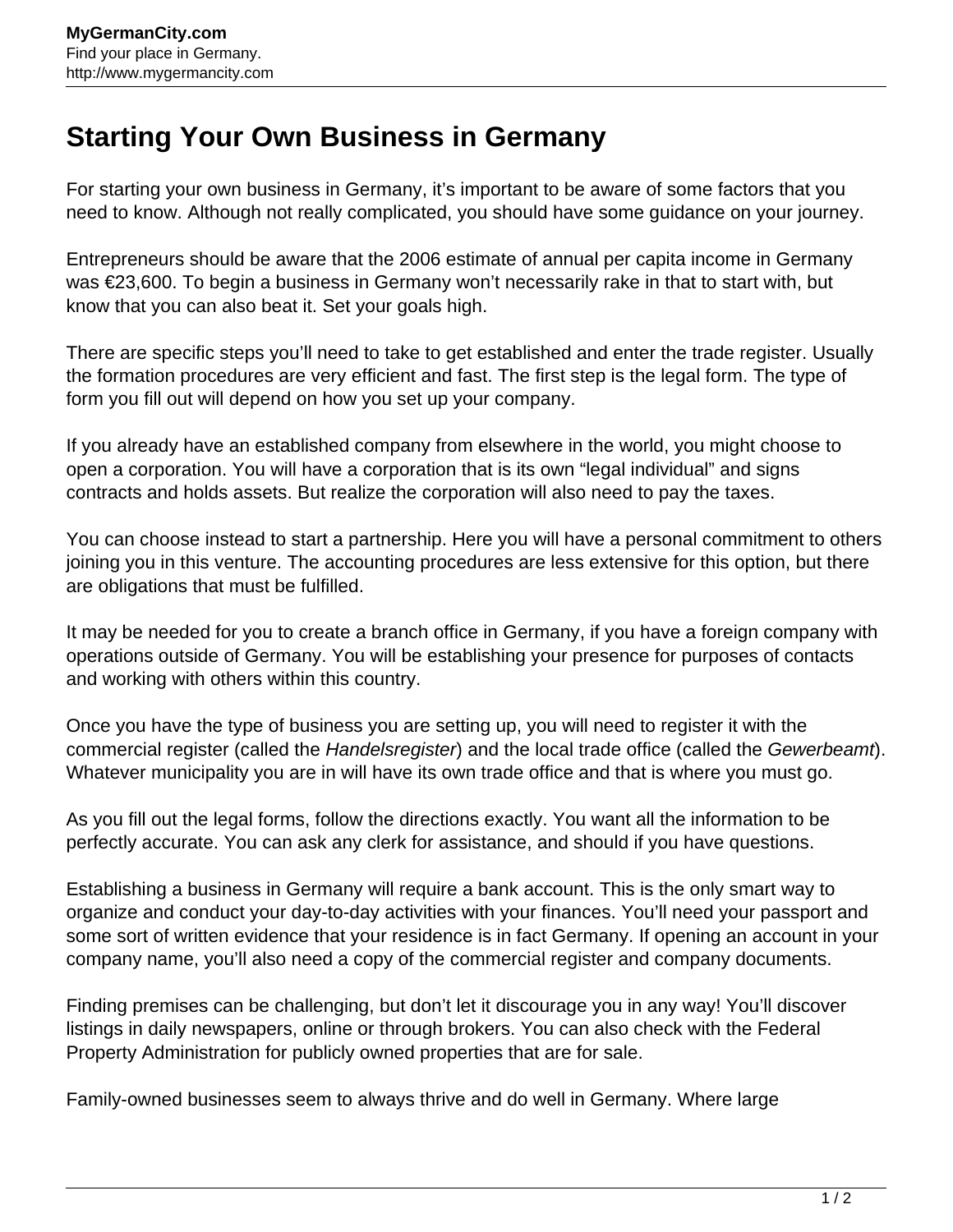# Starting Your Own Business in Germany

For starting your own business in Germany, it's important to be aware of some factors that you need to know. Although not really complicated, you should have some guidance on your journey.

Entrepreneurs should be aware that the 2006 estimate of annual per capita income in Germany was €23,600. To begin a business in Germany won't necessarily rake in that to start with, but know that you can also beat it. Set your goals high.

There are specific steps you'll need to take to get established and enter the trade register. Usually the formation procedures are very efficient and fast. The first step is the legal form. The type of form you fill out will depend on how you set up your company.

If you already have an established company from elsewhere in the world, you might choose to open a corporation. You will have a corporation that is its own "legal individual" and signs contracts and holds assets. But realize the corporation will also need to pay the taxes.

You can choose instead to start a partnership. Here you will have a personal commitment to others joining you in this venture. The accounting procedures are less extensive for this option, but there are obligations that must be fulfilled.

It may be needed for you to create a branch office in Germany, if you have a foreign company with operations outside of Germany. You will be establishing your presence for purposes of contacts and working with others within this country.

Once you have the type of business you are setting up, you will need to register it with the commercial register (called the *Handelsregister*) and the local trade office (called the *Gewerbeamt*). Whatever municipality you are in will have its own trade office and that is where you must go.

As you fill out the legal forms, follow the directions exactly. You want all the information to be perfectly accurate. You can ask any clerk for assistance, and should if you have questions.

Establishing a business in Germany will require a bank account. This is the only smart way to organize and conduct your day-to-day activities with your finances. You'll need your passport and some sort of written evidence that your residence is in fact Germany. If opening an account in your company name, you'll also need a copy of the commercial register and company documents.

Finding premises can be challenging, but don't let it discourage you in any way! You'll discover listings in daily newspapers, online or through brokers. You can also check with the Federal Property Administration for publicly owned properties that are for sale.

Family-owned businesses seem to always thrive and do well in Germany. Where large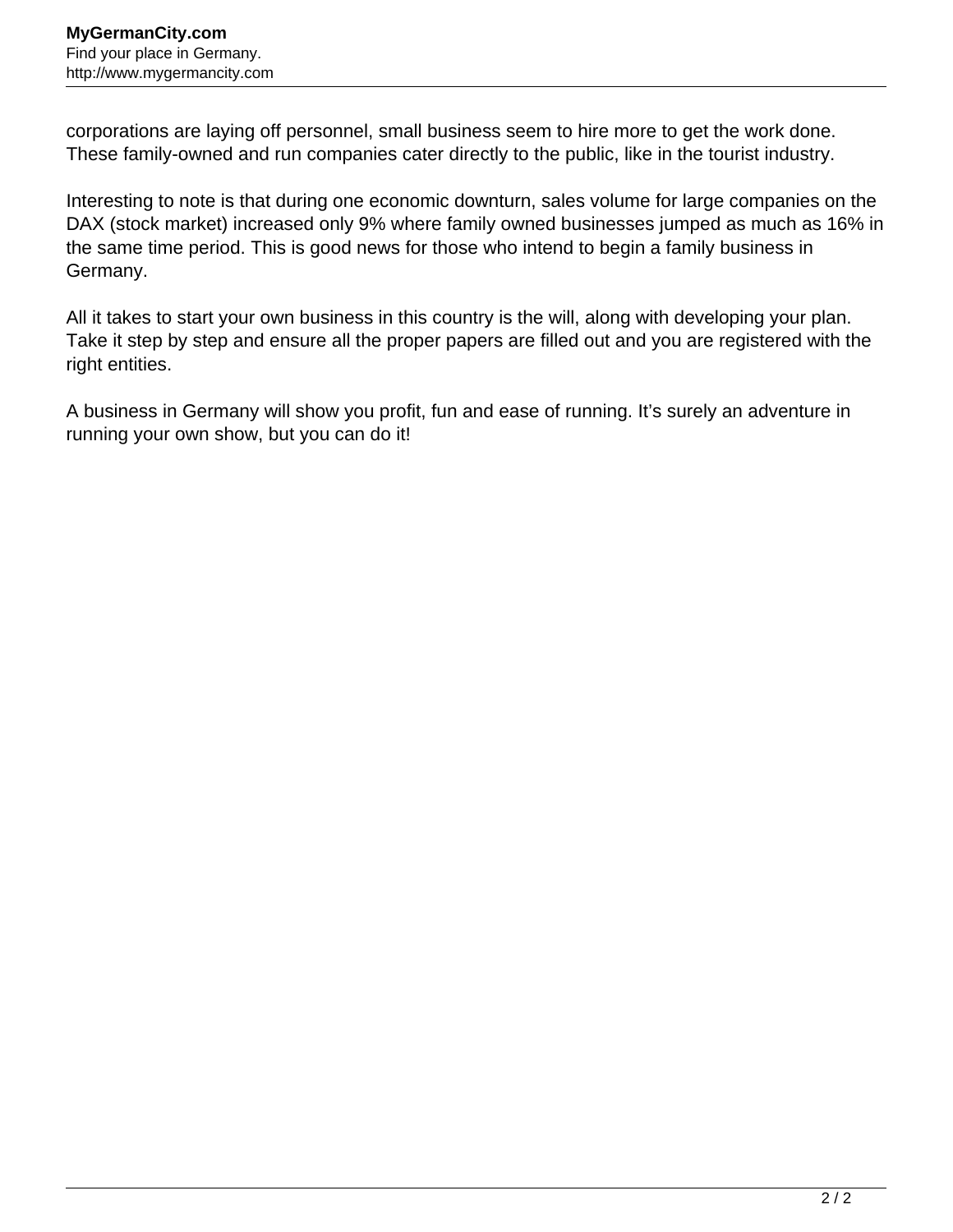corporations are laying off personnel, small business seem to hire more to get the work done. These family-owned and run companies cater directly to the public, like in the tourist industry.

Interesting to note is that during one economic downturn, sales volume for large companies on the DAX (stock market) increased only 9% where family owned businesses jumped as much as 16% in the same time period. This is good news for those who intend to begin a family business in Germany.

All it takes to start your own business in this country is the will, along with developing your plan. Take it step by step and ensure all the proper papers are filled out and you are registered with the right entities.

A business in Germany will show you profit, fun and ease of running. It's surely an adventure in running your own show, but you can do it!